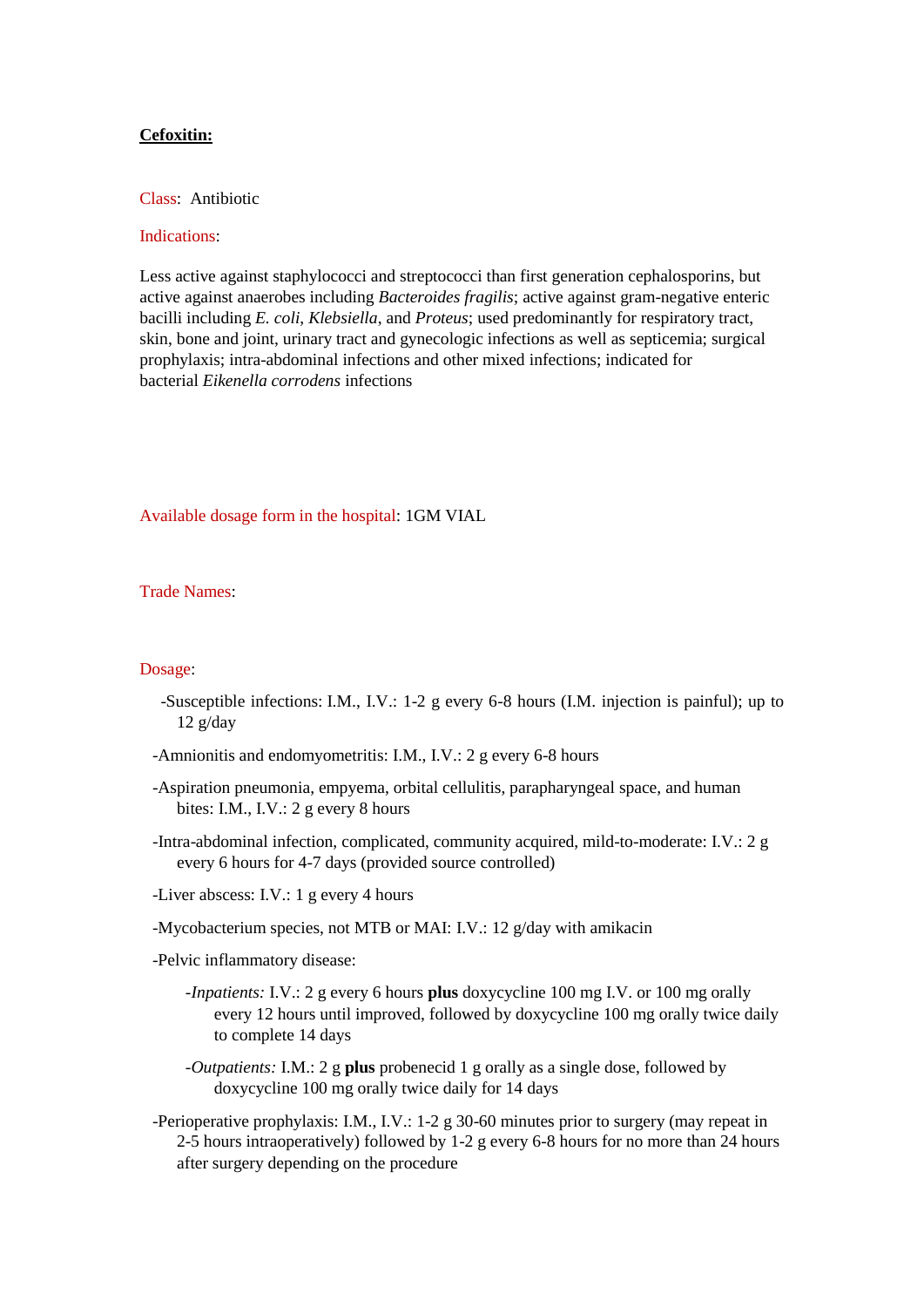**Cefoxitin:**

Class: Antibiotic

Indications:

Less active against staphylococci and streptococci than first generation cephalosporins, but active against anaerobes including *Bacteroides fragilis*; active against gram-negative enteric bacilli including *E. coli*, *Klebsiella*, and *Proteus*; used predominantly for respiratory tract, skin, bone and joint, urinary tract and gynecologic infections as well as septicemia; surgical prophylaxis; intra-abdominal infections and other mixed infections; indicated for bacterial *Eikenella corrodens* infections

Available dosage form in the hospital: 1GM VIAL

Trade Names:

Dosage:

- -Susceptible infections: I.M., I.V.: 1-2 g every 6-8 hours (I.M. injection is painful); up to 12 g/day
- -Amnionitis and endomyometritis: I.M., I.V.: 2 g every 6-8 hours
- -Aspiration pneumonia, empyema, orbital cellulitis, parapharyngeal space, and human bites: I.M., I.V.: 2 g every 8 hours
- -Intra-abdominal infection, complicated, community acquired, mild-to-moderate: I.V.: 2 g every 6 hours for 4-7 days (provided source controlled)
- -Liver abscess: I.V.: 1 g every 4 hours
- -Mycobacterium species, not MTB or MAI: I.V.: 12 g/day with amikacin
- -Pelvic inflammatory disease:
  - -*Inpatients:* I.V.: 2 g every 6 hours **plus** doxycycline 100 mg I.V. or 100 mg orally every 12 hours until improved, followed by doxycycline 100 mg orally twice daily to complete 14 days
  - -*Outpatients:* I.M.: 2 g **plus** probenecid 1 g orally as a single dose, followed by doxycycline 100 mg orally twice daily for 14 days
- -Perioperative prophylaxis: I.M., I.V.: 1-2 g 30-60 minutes prior to surgery (may repeat in 2-5 hours intraoperatively) followed by 1-2 g every 6-8 hours for no more than 24 hours after surgery depending on the procedure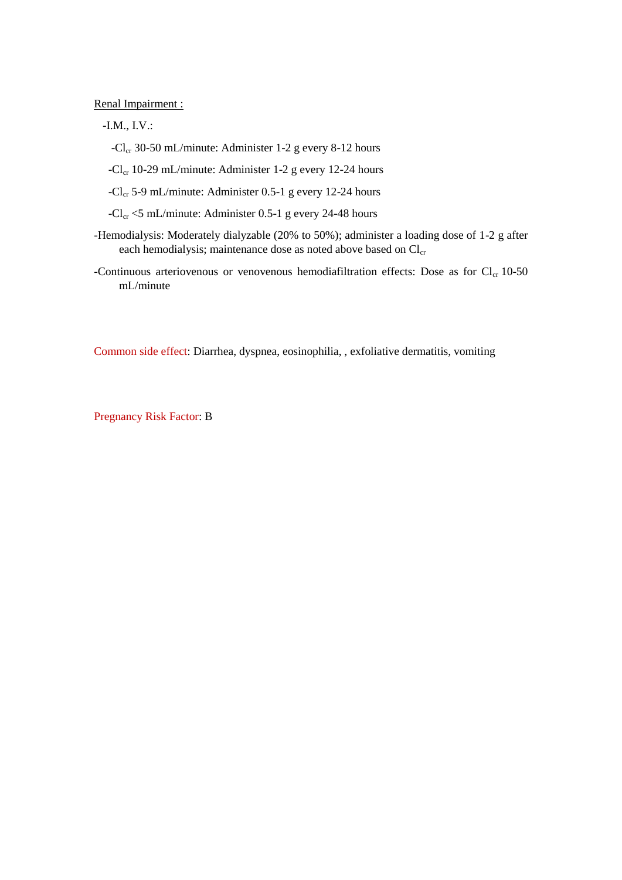Renal Impairment :

- I.M., I.V.:
  - $Cl_{cr}$ 30-50 mL/minute: Administer 1-2 g every 8-12 hours
  - $Cl_{cr}$ 10-29 mL/minute: Administer 1-2 g every 12-24 hours
  - $Cl_{cr}$ 5-9 mL/minute: Administer 0.5-1 g every 12-24 hours
  - $Cl_{cr}$ <5 mL/minute: Administer 0.5-1 g every 24-48 hours

- Hemodialysis: Moderately dialyzable (20% to 50%); administer a loading dose of 1-2 g after each hemodialysis; maintenance dose as noted above based on $Cl_{cr}$

- Continuous arteriovenous or venovenous hemodiafiltration effects: Dose as for $Cl_{cr}$ 10-50 mL/minute

Common side effect: Diarrhea, dyspnea, eosinophilia, , exfoliative dermatitis, vomiting

Pregnancy Risk Factor: B